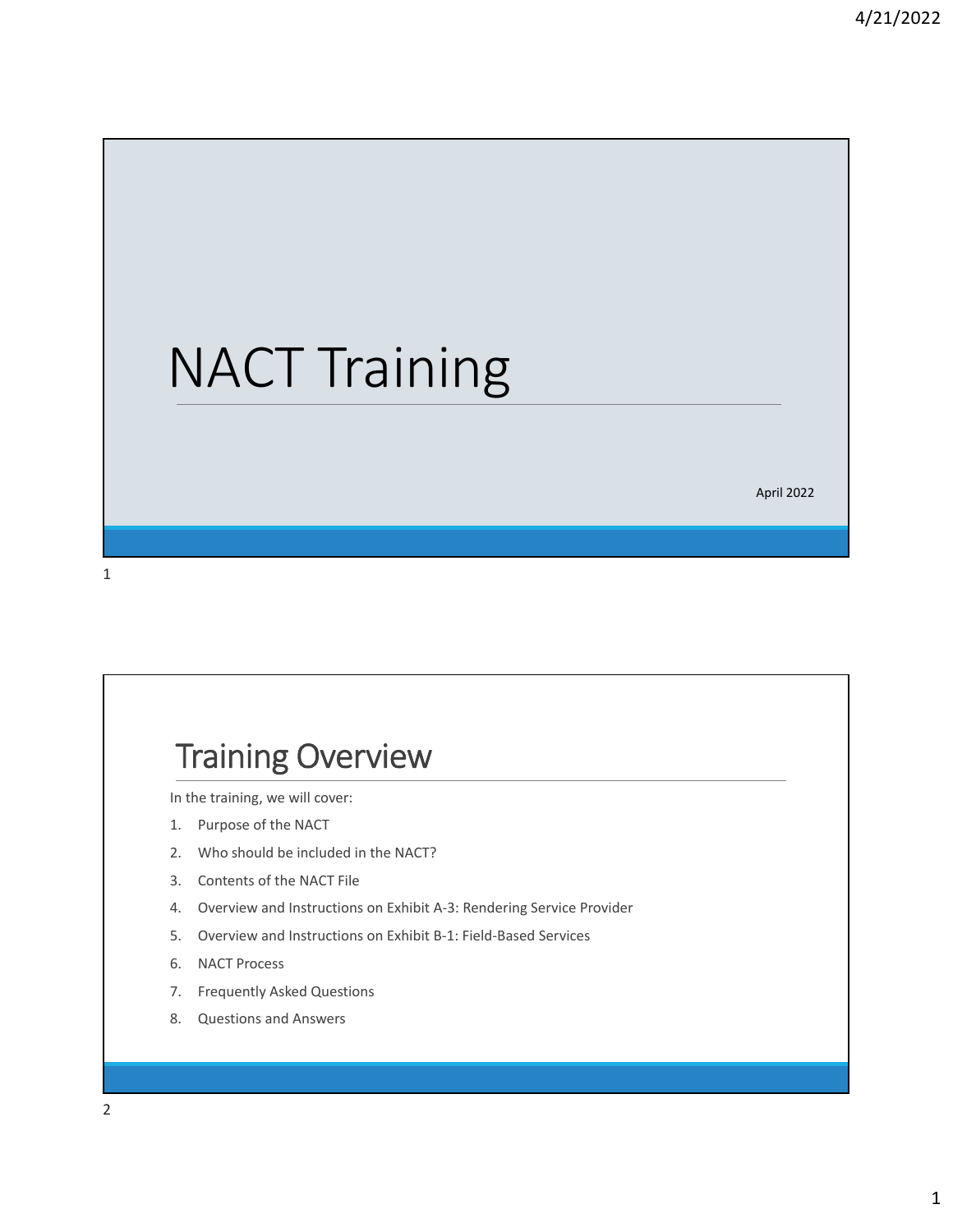# NACT Training

April 2022

## Training Overview

In the training, we will cover:

1. Purpose of the NACT
2. Who should be included in the NACT?
3. Contents of the NACT File
4. Overview and Instructions on Exhibit A-3: Rendering Service Provider
5. Overview and Instructions on Exhibit B-1: Field-Based Services
6. NACT Process
7. Frequently Asked Questions
8. Questions and Answers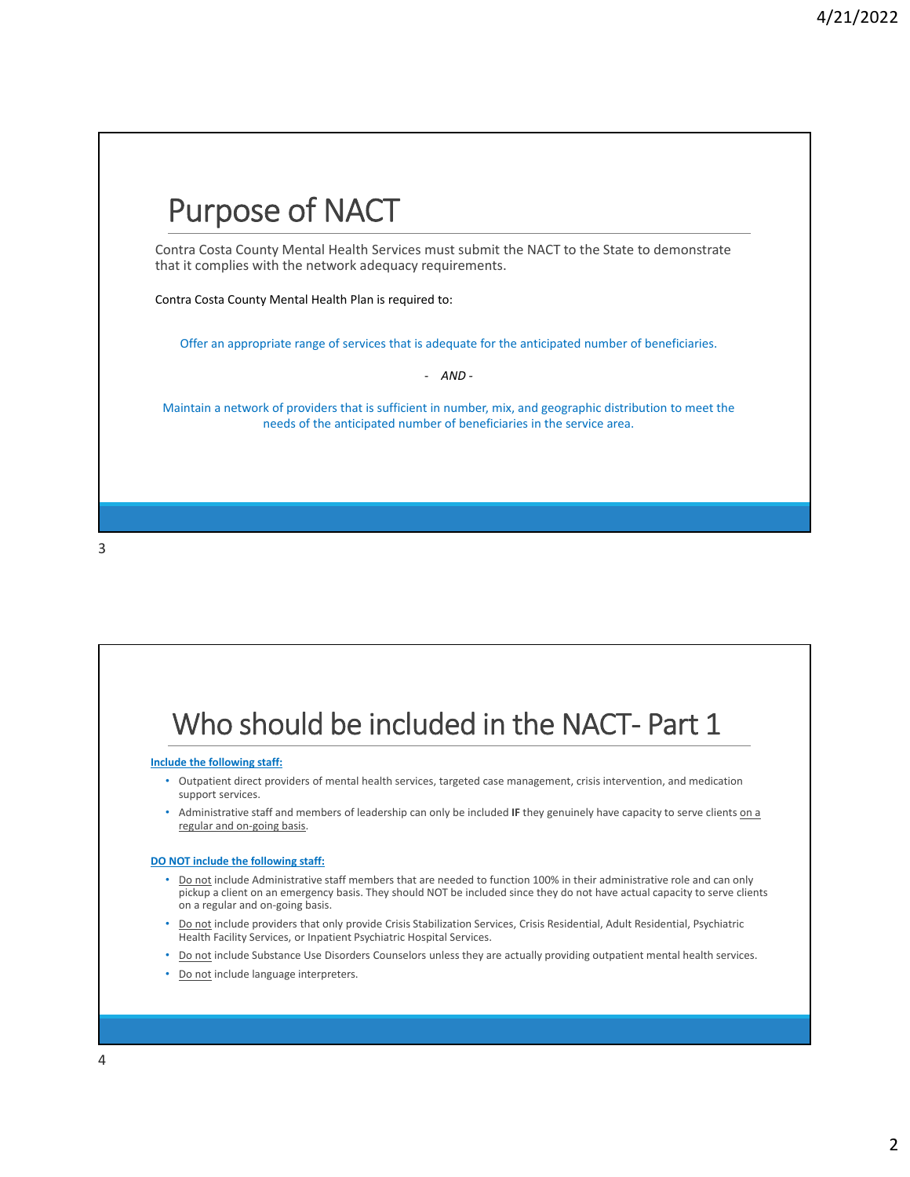# Purpose of NACT

Contra Costa County Mental Health Services must submit the NACT to the State to demonstrate that it complies with the network adequacy requirements.

Contra Costa County Mental Health Plan is required to:

Offer an appropriate range of services that is adequate for the anticipated number of beneficiaries.

\- *AND* -

Maintain a network of providers that is sufficient in number, mix, and geographic distribution to meet the needs of the anticipated number of beneficiaries in the service area.

# Who should be included in the NACT- Part 1

**Include the following staff:**

- Outpatient direct providers of mental health services, targeted case management, crisis intervention, and medication support services.
- Administrative staff and members of leadership can only be included **IF** they genuinely have capacity to serve clients on a regular and on-going basis.

**DO NOT include the following staff:**

- Do not include Administrative staff members that are needed to function 100% in their administrative role and can only pickup a client on an emergency basis. They should NOT be included since they do not have actual capacity to serve clients on a regular and on-going basis.
- Do not include providers that only provide Crisis Stabilization Services, Crisis Residential, Adult Residential, Psychiatric Health Facility Services, or Inpatient Psychiatric Hospital Services.
- Do not include Substance Use Disorders Counselors unless they are actually providing outpatient mental health services.
- Do not include language interpreters.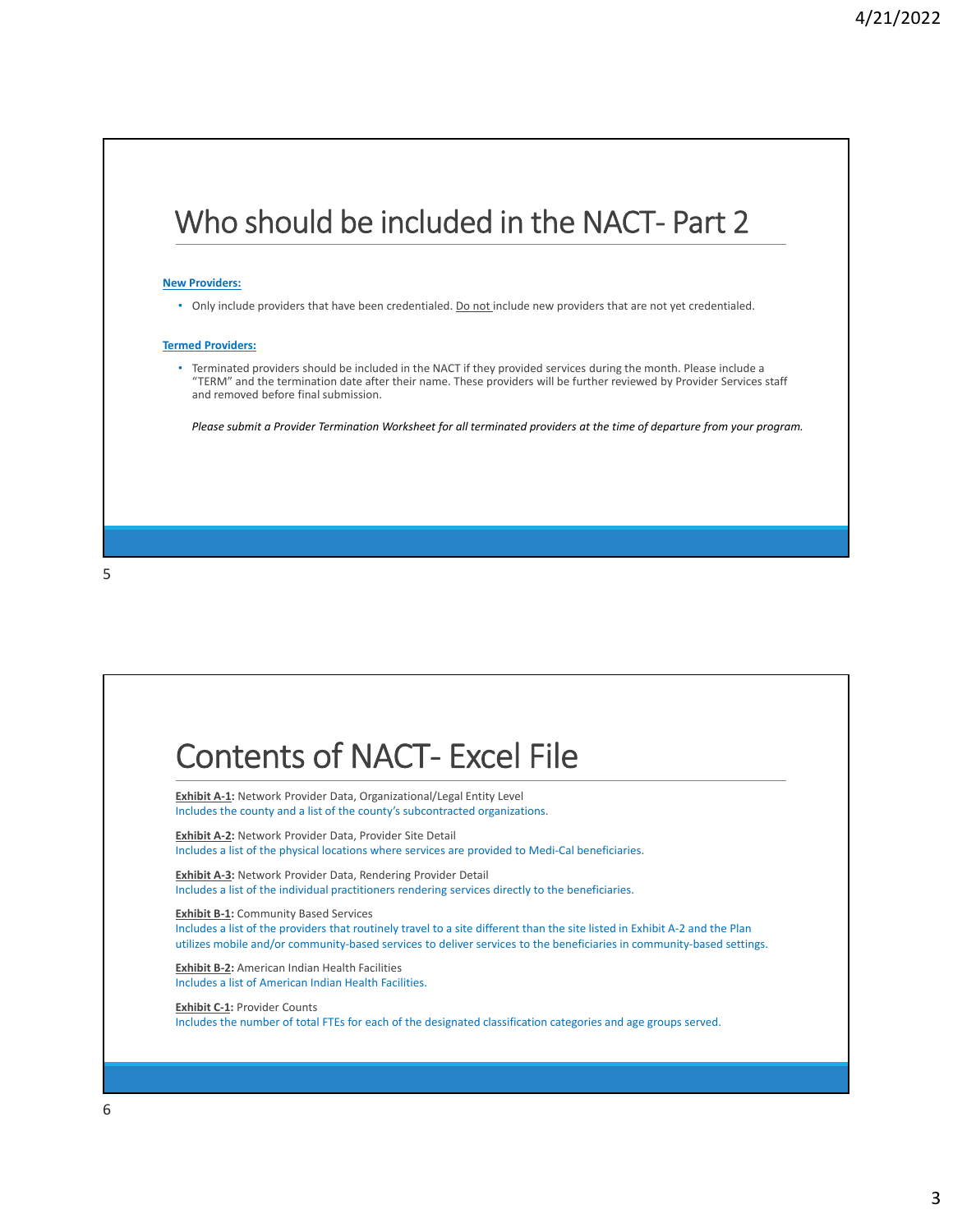# Who should be included in the NACT- Part 2

**New Providers:**

- Only include providers that have been credentialed. Do not include new providers that are not yet credentialed.

**Termed Providers:**

- Terminated providers should be included in the NACT if they provided services during the month. Please include a "TERM" and the termination date after their name. These providers will be further reviewed by Provider Services staff and removed before final submission.

  *Please submit a Provider Termination Worksheet for all terminated providers at the time of departure from your program.*

# Contents of NACT- Excel File

**Exhibit A-1:** Network Provider Data, Organizational/Legal Entity Level
Includes the county and a list of the county's subcontracted organizations.

**Exhibit A-2:** Network Provider Data, Provider Site Detail
Includes a list of the physical locations where services are provided to Medi-Cal beneficiaries.

**Exhibit A-3:** Network Provider Data, Rendering Provider Detail
Includes a list of the individual practitioners rendering services directly to the beneficiaries.

**Exhibit B-1:** Community Based Services
Includes a list of the providers that routinely travel to a site different than the site listed in Exhibit A-2 and the Plan utilizes mobile and/or community-based services to deliver services to the beneficiaries in community-based settings.

**Exhibit B-2:** American Indian Health Facilities
Includes a list of American Indian Health Facilities.

**Exhibit C-1:** Provider Counts
Includes the number of total FTEs for each of the designated classification categories and age groups served.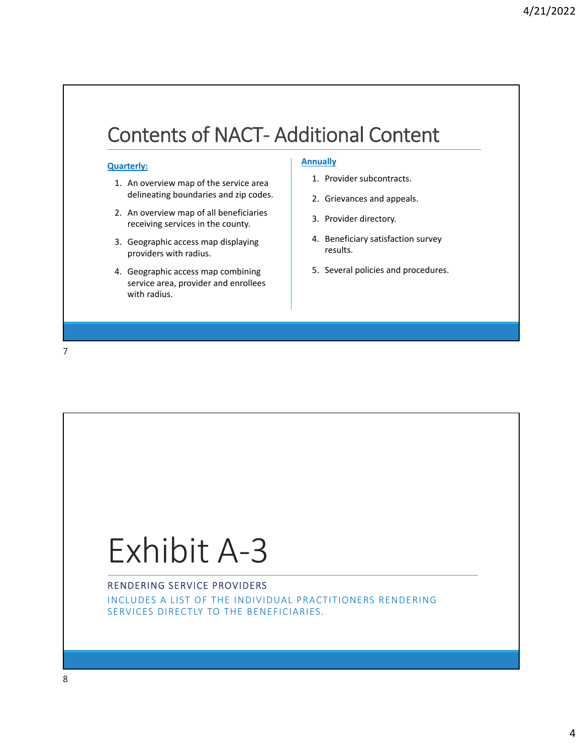## Contents of NACT- Additional Content

**Quarterly:**

1. An overview map of the service area delineating boundaries and zip codes.
2. An overview map of all beneficiaries receiving services in the county.
3. Geographic access map displaying providers with radius.
4. Geographic access map combining service area, provider and enrollees with radius.

**Annually**

1. Provider subcontracts.
2. Grievances and appeals.
3. Provider directory.
4. Beneficiary satisfaction survey results.
5. Several policies and procedures.

# Exhibit A-3

RENDERING SERVICE PROVIDERS

INCLUDES A LIST OF THE INDIVIDUAL PRACTITIONERS RENDERING SERVICES DIRECTLY TO THE BENEFICIARIES.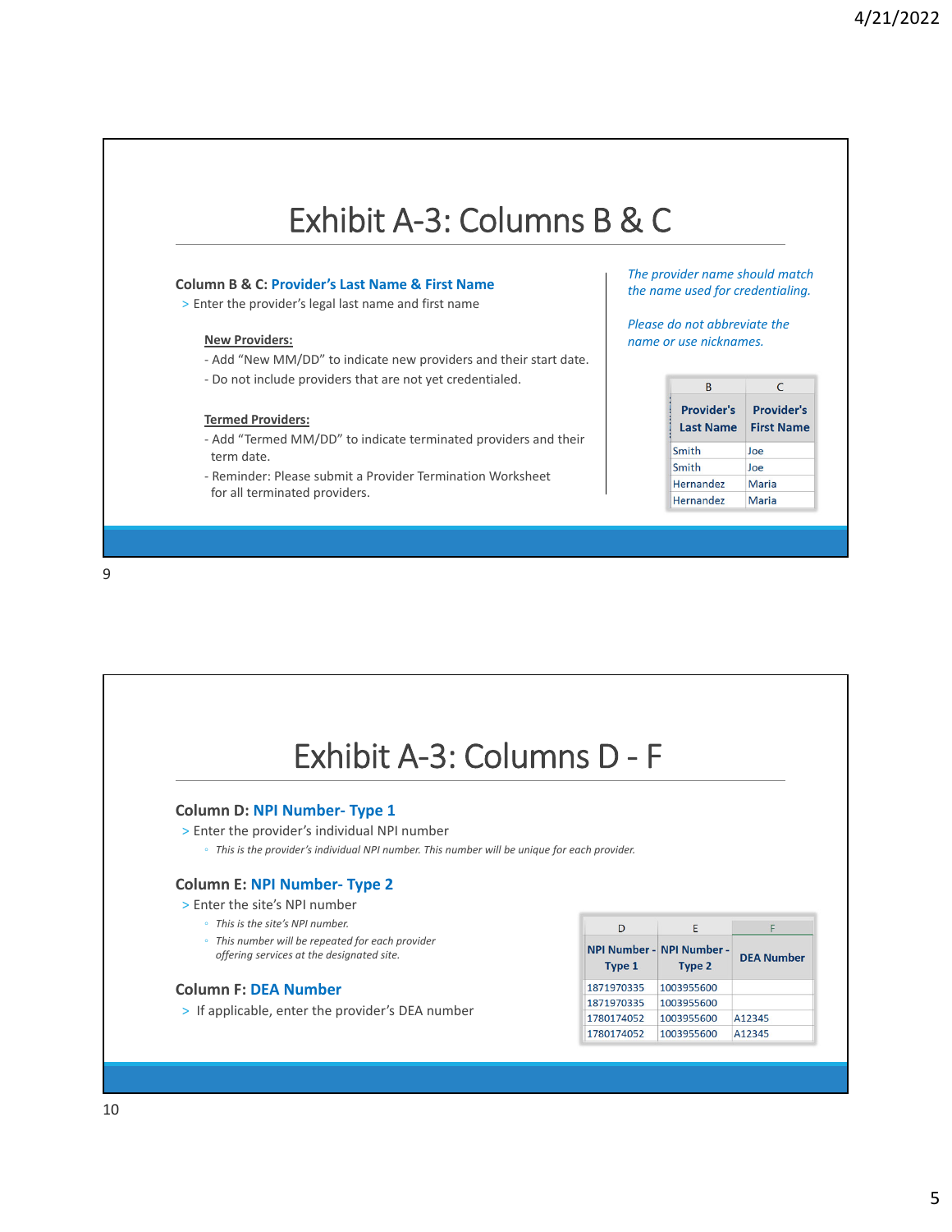# Exhibit A-3: Columns B & C

**Column B & C: Provider's Last Name & First Name**

> Enter the provider's legal last name and first name

**New Providers:**

- Add "New MM/DD" to indicate new providers and their start date.
- Do not include providers that are not yet credentialed.

**Termed Providers:**

- Add "Termed MM/DD" to indicate terminated providers and their term date.
- Reminder: Please submit a Provider Termination Worksheet for all terminated providers.

*The provider name should match the name used for credentialing.*

*Please do not abbreviate the name or use nicknames.*

| B | C |
|---|---|
| **Provider's Last Name** | **Provider's First Name** |
| Smith | Joe |
| Smith | Joe |
| Hernandez | Maria |
| Hernandez | Maria |

# Exhibit A-3: Columns D - F

**Column D: NPI Number- Type 1**

> Enter the provider's individual NPI number

- *This is the provider's individual NPI number. This number will be unique for each provider.*

**Column E: NPI Number- Type 2**

> Enter the site's NPI number

- *This is the site's NPI number.*
- *This number will be repeated for each provider offering services at the designated site.*

**Column F: DEA Number**

> If applicable, enter the provider's DEA number

| D | E | F |
|---|---|---|
| **NPI Number - Type 1** | **NPI Number - Type 2** | **DEA Number** |
| 1871970335 | 1003955600 | |
| 1871970335 | 1003955600 | |
| 1780174052 | 1003955600 | A12345 |
| 1780174052 | 1003955600 | A12345 |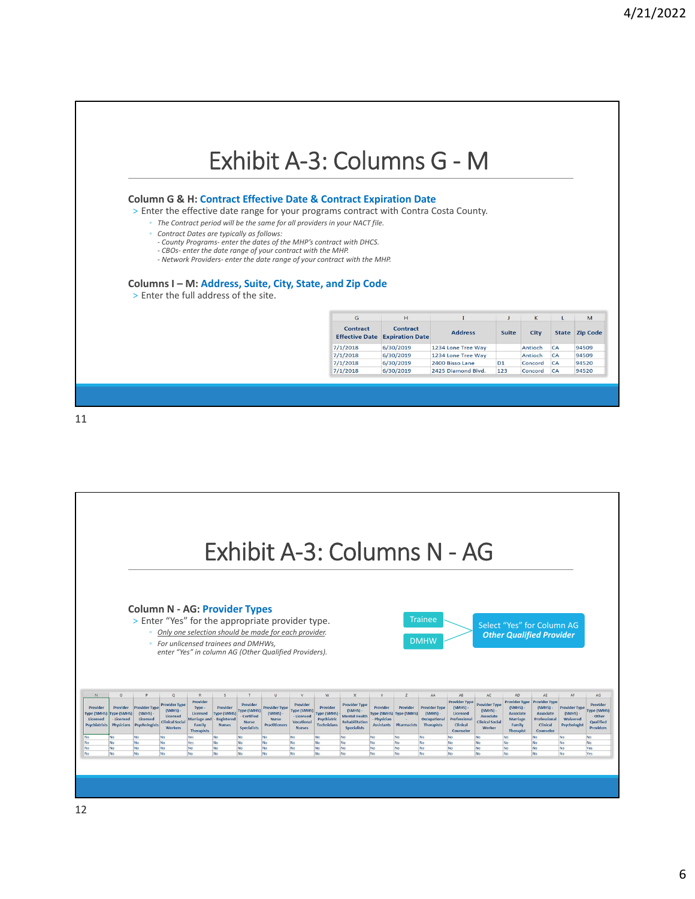# Exhibit A-3: Columns G - M

**Column G & H: Contract Effective Date & Contract Expiration Date**

- Enter the effective date range for your programs contract with Contra Costa County.
  - *The Contract period will be the same for all providers in your NACT file.*
  - *Contract Dates are typically as follows:*
    *- County Programs- enter the dates of the MHP's contract with DHCS.*
    *- CBOs- enter the date range of your contract with the MHP.*
    *- Network Providers- enter the date range of your contract with the MHP.*

**Columns I – M: Address, Suite, City, State, and Zip Code**

- Enter the full address of the site.

| G | H | I | J | K | L | M |
|---|---|---|---|---|---|---|
| Contract Effective Date | Contract Expiration Date | Address | Suite | City | State | Zip Code |
| 7/1/2018 | 6/30/2019 | 1234 Lone Tree Way | | Antioch | CA | 94509 |
| 7/1/2018 | 6/30/2019 | 1234 Lone Tree Way | | Antioch | CA | 94509 |
| 7/1/2018 | 6/30/2019 | 2400 Bisso Lane | D1 | Concord | CA | 94520 |
| 7/1/2018 | 6/30/2019 | 2425 Diamond Blvd. | 123 | Concord | CA | 94520 |

# Exhibit A-3: Columns N - AG

**Column N - AG: Provider Types**

- Enter "Yes" for the appropriate provider type.
  - *Only one selection should be made for each provider.*
  - *For unlicensed trainees and DMHWs, enter "Yes" in column AG (Other Qualified Providers).*

Trainee / DMHW → Select "Yes" for Column AG ***Other Qualified Provider***

| N | O | P | Q | R | S | T | U | V | W | X | Y | Z | AA | AB | AC | AD | AE | AF | AG |
|---|---|---|---|---|---|---|---|---|---|---|---|---|---|---|---|---|---|---|---|
| Provider Type (SMHS) Licensed Psychiatrists | Provider Type (SMHS) - Licensed Physicians | Provider Type (SMHS) - Licensed Psychologists | Provider Type (SMHS) - Licensed Clinical Social Workers | Provider Type - Licensed Marriage and Family Therapists | Provider Type (SMHS) - Registered Nurses | Provider Type (SMHS) - Certified Nurse Specialists | Provider Type (SMHS) - Nurse Practitioners | Provider Type (SMHS) - Licensed Vocational Nurses | Provider Type (SMHS) Psychiatric Technicians | Provider Type (SMHS) - Mental Health Rehabilitation Specialists | Provider Type (SMHS) - Physician Assistants | Provider Type (SMHS) - Pharmacists | Provider Type (SMHS) - Occupational Therapists | Provider Type (SMHS) - Licensed Professional Clinical Counselor | Provider Type (SMHS) - Associate Clinical Social Worker | Provider Type (SMHS) - Associate Marriage Family Therapist | Provider Type (SMHS) - Associate Professional Clinical Counselor | Provider Type (SMHS) Waivered Psychologist | Provider Type (SMHS) - Other Qualified Providers |
| No | No | No | No | Yes | No | No | No | No | No | No | No | No | No | No | No | No | No | No | No |
| No | No | No | No | Yes | No | No | No | No | No | No | No | No | No | No | No | No | No | No | No |
| No | No | No | No | No | No | No | No | No | No | No | No | No | No | No | No | No | No | No | Yes |
| No | No | No | No | No | No | No | No | No | No | No | No | No | No | No | No | No | No | No | Yes |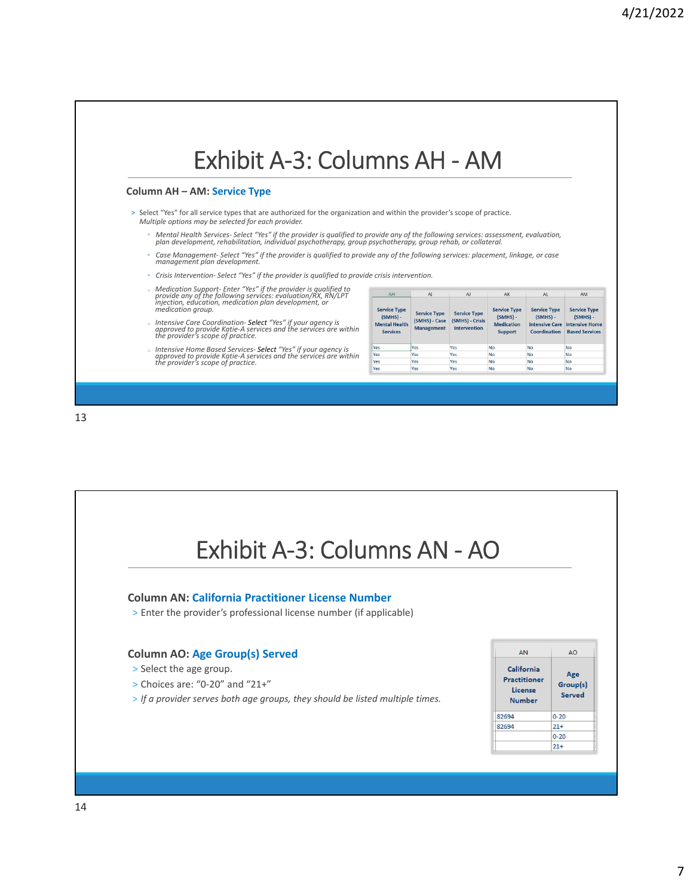# Exhibit A-3: Columns AH - AM

**Column AH – AM: Service Type**

- Select "Yes" for all service types that are authorized for the organization and within the provider's scope of practice. *Multiple options may be selected for each provider.*
  - *Mental Health Services- Select "Yes" if the provider is qualified to provide any of the following services: assessment, evaluation, plan development, rehabilitation, individual psychotherapy, group psychotherapy, group rehab, or collateral.*
  - *Case Management- Select "Yes" if the provider is qualified to provide any of the following services: placement, linkage, or case management plan development.*
  - *Crisis Intervention- Select "Yes" if the provider is qualified to provide crisis intervention.*
  - *Medication Support- Enter "Yes" if the provider is qualified to provide any of the following services: evaluation/RX, RN/LPT injection, education, medication plan development, or medication group.*
  - *Intensive Care Coordination- **Select** "Yes" if your agency is approved to provide Katie-A services and the services are within the provider's scope of practice.*
  - *Intensive Home Based Services- **Select** "Yes" if your agency is approved to provide Katie-A services and the services are within the provider's scope of practice.*

| AH | AI | AJ | AK | AL | AM |
|---|---|---|---|---|---|
| Service Type (SMHS) - Mental Health Services | Service Type (SMHS) - Case Management | Service Type (SMHS) - Crisis Intervention | Service Type (SMHS) - Medication Support | Service Type (SMHS) - Intensive Care Coordination | Service Type (SMHS) - Intensive Home Based Services |
| Yes | Yes | Yes | No | No | No |
| Yes | Yes | Yes | No | No | No |
| Yes | Yes | Yes | No | No | No |
| Yes | Yes | Yes | No | No | No |

# Exhibit A-3: Columns AN - AO

**Column AN: California Practitioner License Number**

- Enter the provider's professional license number (if applicable)

**Column AO: Age Group(s) Served**

- Select the age group.
- Choices are: "0-20" and "21+"
- *If a provider serves both age groups, they should be listed multiple times.*

| AN | AO |
|---|---|
| California Practitioner License Number | Age Group(s) Served |
| 82694 | 0-20 |
| 82694 | 21+ |
| | 0-20 |
| | 21+ |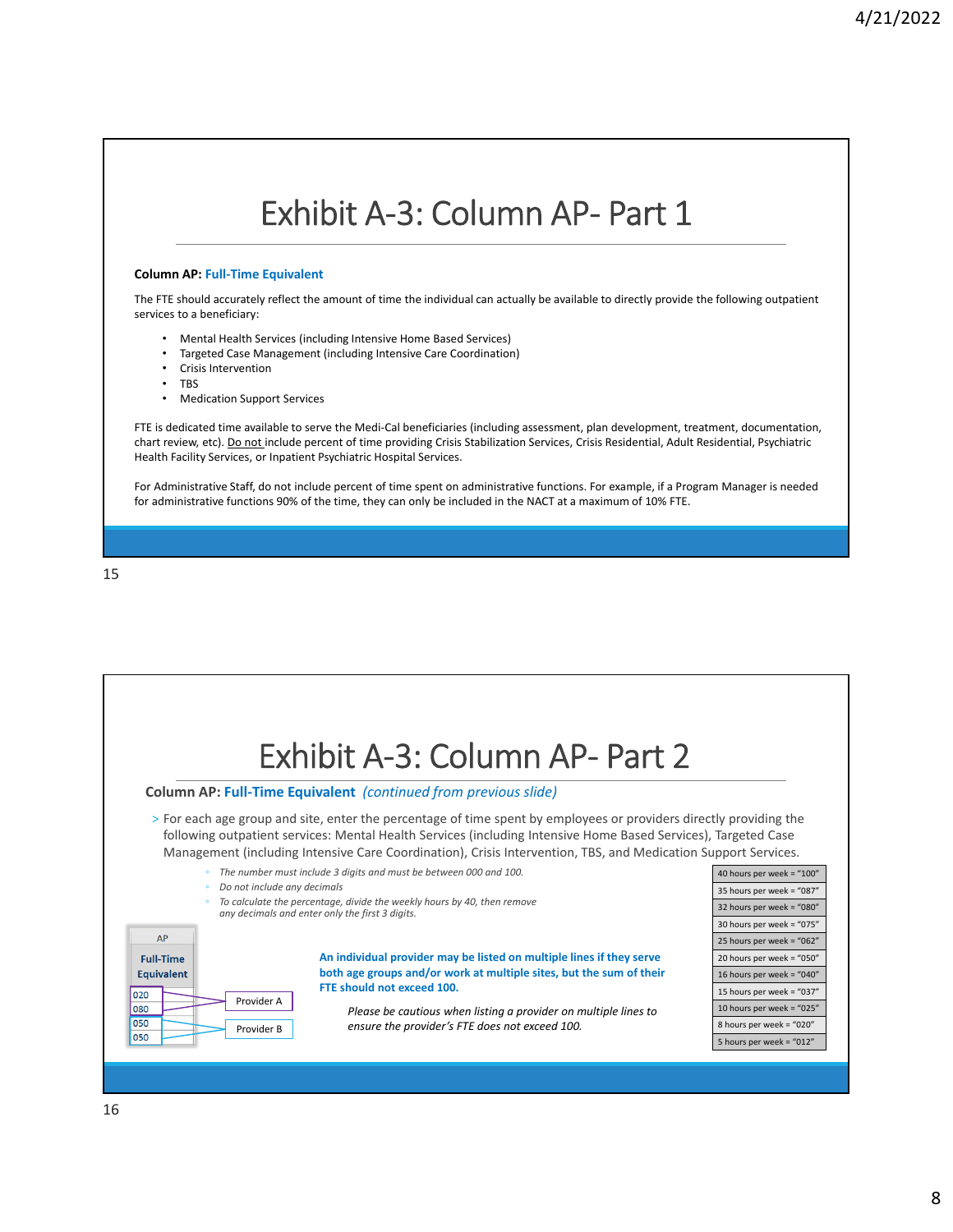# Exhibit A-3: Column AP- Part 1

**Column AP: Full-Time Equivalent**

The FTE should accurately reflect the amount of time the individual can actually be available to directly provide the following outpatient services to a beneficiary:

- Mental Health Services (including Intensive Home Based Services)
- Targeted Case Management (including Intensive Care Coordination)
- Crisis Intervention
- TBS
- Medication Support Services

FTE is dedicated time available to serve the Medi-Cal beneficiaries (including assessment, plan development, treatment, documentation, chart review, etc). Do not include percent of time providing Crisis Stabilization Services, Crisis Residential, Adult Residential, Psychiatric Health Facility Services, or Inpatient Psychiatric Hospital Services.

For Administrative Staff, do not include percent of time spent on administrative functions. For example, if a Program Manager is needed for administrative functions 90% of the time, they can only be included in the NACT at a maximum of 10% FTE.

# Exhibit A-3: Column AP- Part 2

**Column AP: Full-Time Equivalent** *(continued from previous slide)*

> For each age group and site, enter the percentage of time spent by employees or providers directly providing the following outpatient services: Mental Health Services (including Intensive Home Based Services), Targeted Case Management (including Intensive Care Coordination), Crisis Intervention, TBS, and Medication Support Services.

- *The number must include 3 digits and must be between 000 and 100.*
- *Do not include any decimals*
- *To calculate the percentage, divide the weekly hours by 40, then remove any decimals and enter only the first 3 digits.*

| AP |
| --- |
| Full-Time Equivalent |
| 020 |
| 080 |
| 050 |
| 050 |

Provider A: 020, 080
Provider B: 050, 050

**An individual provider may be listed on multiple lines if they serve both age groups and/or work at multiple sites, but the sum of their FTE should not exceed 100.**

*Please be cautious when listing a provider on multiple lines to ensure the provider's FTE does not exceed 100.*

| |
| --- |
| 40 hours per week = "100" |
| 35 hours per week = "087" |
| 32 hours per week = "080" |
| 30 hours per week = "075" |
| 25 hours per week = "062" |
| 20 hours per week = "050" |
| 16 hours per week = "040" |
| 15 hours per week = "037" |
| 10 hours per week = "025" |
| 8 hours per week = "020" |
| 5 hours per week = "012" |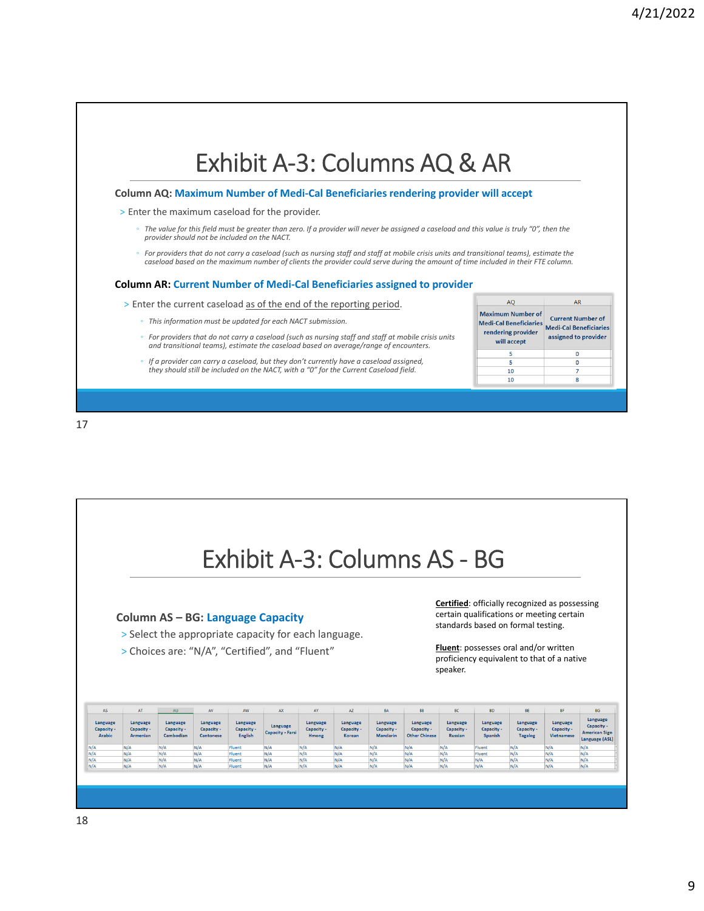# Exhibit A-3: Columns AQ & AR

**Column AQ: Maximum Number of Medi-Cal Beneficiaries rendering provider will accept**

- Enter the maximum caseload for the provider.
  - *The value for this field must be greater than zero. If a provider will never be assigned a caseload and this value is truly "0", then the provider should not be included on the NACT.*
  - *For providers that do not carry a caseload (such as nursing staff and staff at mobile crisis units and transitional teams), estimate the caseload based on the maximum number of clients the provider could serve during the amount of time included in their FTE column.*

**Column AR: Current Number of Medi-Cal Beneficiaries assigned to provider**

- Enter the current caseload as of the end of the reporting period.
  - *This information must be updated for each NACT submission.*
  - *For providers that do not carry a caseload (such as nursing staff and staff at mobile crisis units and transitional teams), estimate the caseload based on average/range of encounters.*
  - *If a provider can carry a caseload, but they don't currently have a caseload assigned, they should still be included on the NACT, with a "0" for the Current Caseload field.*

| AQ | AR |
|---|---|
| Maximum Number of Medi-Cal Beneficiaries rendering provider will accept | Current Number of Medi-Cal Beneficiaries assigned to provider |
| 5 | 0 |
| 5 | 0 |
| 10 | 7 |
| 10 | 8 |

# Exhibit A-3: Columns AS - BG

**Column AS – BG: Language Capacity**

- Select the appropriate capacity for each language.
- Choices are: "N/A", "Certified", and "Fluent"

**Certified**: officially recognized as possessing certain qualifications or meeting certain standards based on formal testing.

**Fluent**: possesses oral and/or written proficiency equivalent to that of a native speaker.

| AS | AT | AU | AV | AW | AX | AY | AZ | BA | BB | BC | BD | BE | BF | BG |
|---|---|---|---|---|---|---|---|---|---|---|---|---|---|---|
| Language Capacity - Arabic | Language Capacity - Armenian | Language Capacity - Cambodian | Language Capacity - Cantonese | Language Capacity - English | Language Capacity - Farsi | Language Capacity - Hmong | Language Capacity - Korean | Language Capacity - Mandarin | Language Capacity - Other Chinese | Language Capacity - Russian | Language Capacity - Spanish | Language Capacity - Tagalog | Language Capacity - Vietnamese | Language Capacity - American Sign Language (ASL) |
| N/A | N/A | N/A | N/A | Fluent | N/A | N/A | N/A | N/A | N/A | N/A | Fluent | N/A | N/A | N/A |
| N/A | N/A | N/A | N/A | Fluent | N/A | N/A | N/A | N/A | N/A | N/A | Fluent | N/A | N/A | N/A |
| N/A | N/A | N/A | N/A | Fluent | N/A | N/A | N/A | N/A | N/A | N/A | N/A | N/A | N/A | N/A |
| N/A | N/A | N/A | N/A | Fluent | N/A | N/A | N/A | N/A | N/A | N/A | N/A | N/A | N/A | N/A |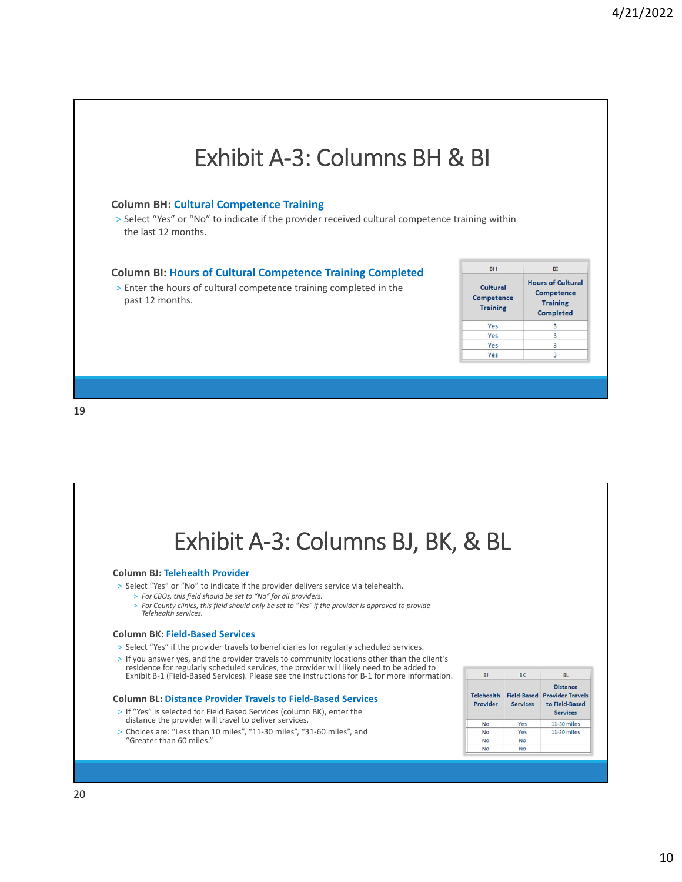## Exhibit A-3: Columns BH & BI

**Column BH: Cultural Competence Training**

> Select "Yes" or "No" to indicate if the provider received cultural competence training within the last 12 months.

**Column BI: Hours of Cultural Competence Training Completed**

> Enter the hours of cultural competence training completed in the past 12 months.

| BH | BI |
|---|---|
| Cultural Competence Training | Hours of Cultural Competence Training Completed |
| Yes | 3 |
| Yes | 3 |
| Yes | 3 |
| Yes | 3 |

## Exhibit A-3: Columns BJ, BK, & BL

**Column BJ: Telehealth Provider**

> Select "Yes" or "No" to indicate if the provider delivers service via telehealth.
> > *For CBOs, this field should be set to "No" for all providers.*
> > *For County clinics, this field should only be set to "Yes" if the provider is approved to provide Telehealth services.*

**Column BK: Field-Based Services**

> Select "Yes" if the provider travels to beneficiaries for regularly scheduled services.
> If you answer yes, and the provider travels to community locations other than the client's residence for regularly scheduled services, the provider will likely need to be added to Exhibit B-1 (Field-Based Services). Please see the instructions for B-1 for more information.

**Column BL: Distance Provider Travels to Field-Based Services**

> If "Yes" is selected for Field Based Services (column BK), enter the distance the provider will travel to deliver services.
> Choices are: "Less than 10 miles", "11-30 miles", "31-60 miles", and "Greater than 60 miles."

| BJ | BK | BL |
|---|---|---|
| Telehealth Provider | Field-Based Services | Distance Provider Travels to Field-Based Services |
| No | Yes | 11-30 miles |
| No | Yes | 11-30 miles |
| No | No | |
| No | No | |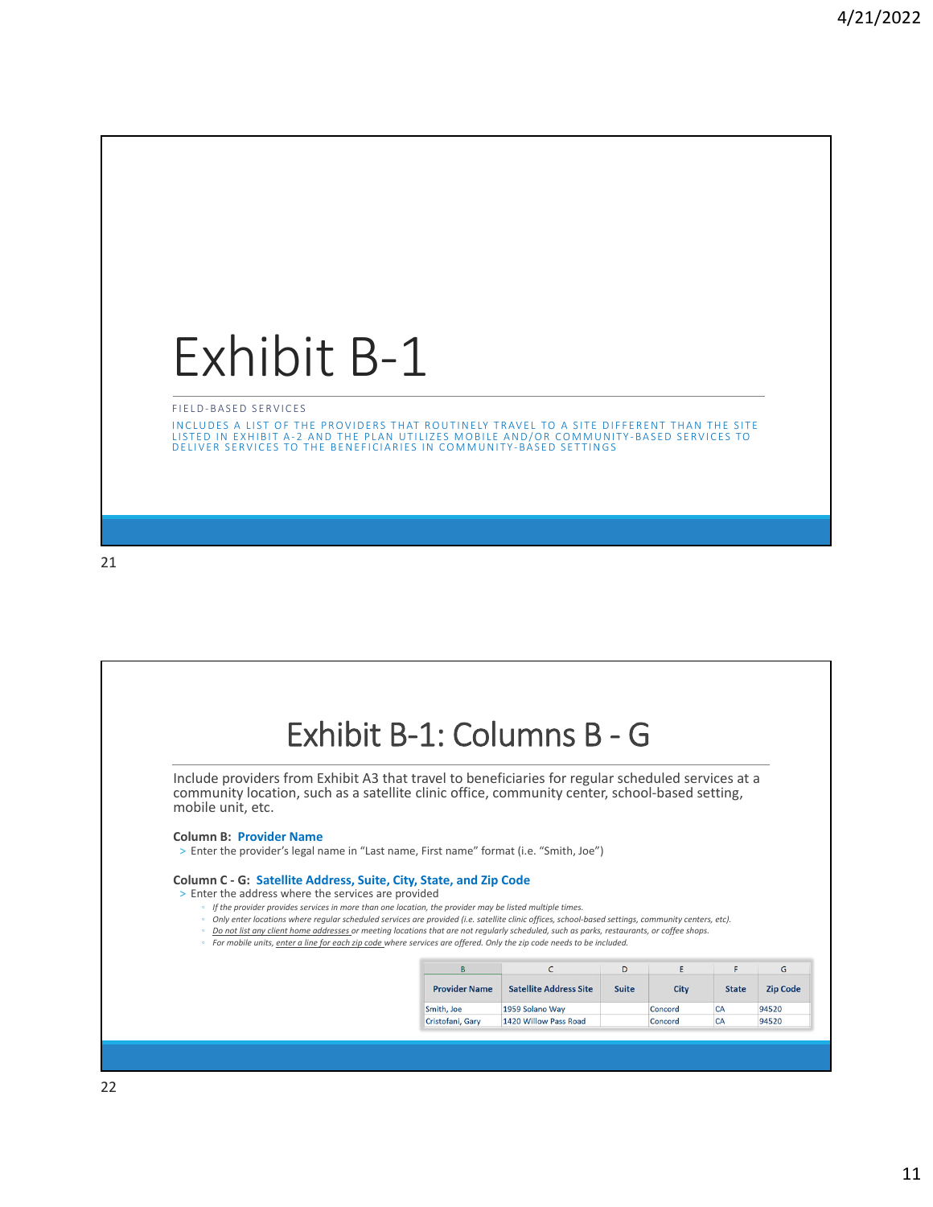# Exhibit B-1

FIELD-BASED SERVICES

INCLUDES A LIST OF THE PROVIDERS THAT ROUTINELY TRAVEL TO A SITE DIFFERENT THAN THE SITE LISTED IN EXHIBIT A-2 AND THE PLAN UTILIZES MOBILE AND/OR COMMUNITY-BASED SERVICES TO DELIVER SERVICES TO THE BENEFICIARIES IN COMMUNITY-BASED SETTINGS

# Exhibit B-1: Columns B - G

Include providers from Exhibit A3 that travel to beneficiaries for regular scheduled services at a community location, such as a satellite clinic office, community center, school-based setting, mobile unit, etc.

**Column B: Provider Name**

- Enter the provider's legal name in "Last name, First name" format (i.e. "Smith, Joe")

**Column C - G: Satellite Address, Suite, City, State, and Zip Code**

- Enter the address where the services are provided
  - *If the provider provides services in more than one location, the provider may be listed multiple times.*
  - *Only enter locations where regular scheduled services are provided (i.e. satellite clinic offices, school-based settings, community centers, etc).*
  - *Do not list any client home addresses or meeting locations that are not regularly scheduled, such as parks, restaurants, or coffee shops.*
  - *For mobile units, enter a line for each zip code where services are offered. Only the zip code needs to be included.*

| B | C | D | E | F | G |
|---|---|---|---|---|---|
| Provider Name | Satellite Address Site | Suite | City | State | Zip Code |
| Smith, Joe | 1959 Solano Way | | Concord | CA | 94520 |
| Cristofani, Gary | 1420 Willow Pass Road | | Concord | CA | 94520 |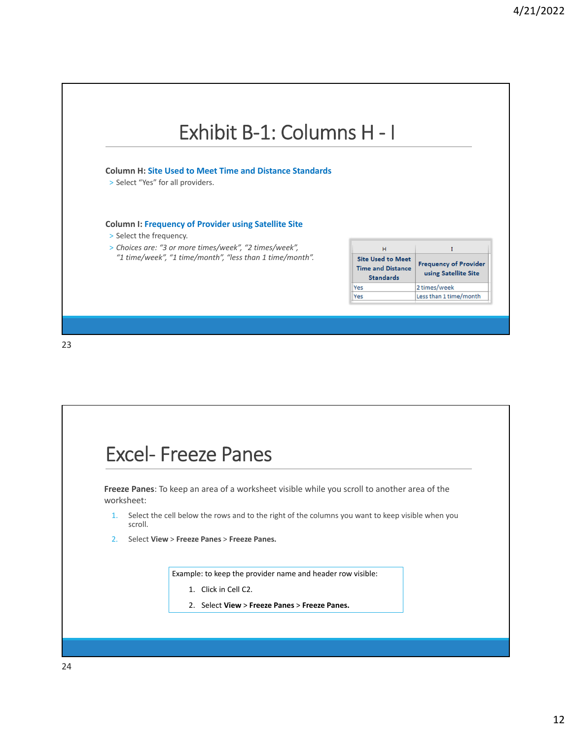# Exhibit B-1: Columns H - I

**Column H:** **Site Used to Meet Time and Distance Standards**

- Select "Yes" for all providers.

**Column I:** **Frequency of Provider using Satellite Site**

- Select the frequency.
- *Choices are: "3 or more times/week", "2 times/week", "1 time/week", "1 time/month", "less than 1 time/month".*

| H | I |
|---|---|
| **Site Used to Meet Time and Distance Standards** | **Frequency of Provider using Satellite Site** |
| Yes | 2 times/week |
| Yes | Less than 1 time/month |

# Excel- Freeze Panes

**Freeze Panes**: To keep an area of a worksheet visible while you scroll to another area of the worksheet:

1. Select the cell below the rows and to the right of the columns you want to keep visible when you scroll.
2. Select **View** > **Freeze Panes** > **Freeze Panes.**

Example: to keep the provider name and header row visible:

1. Click in Cell C2.
2. Select **View** > **Freeze Panes** > **Freeze Panes.**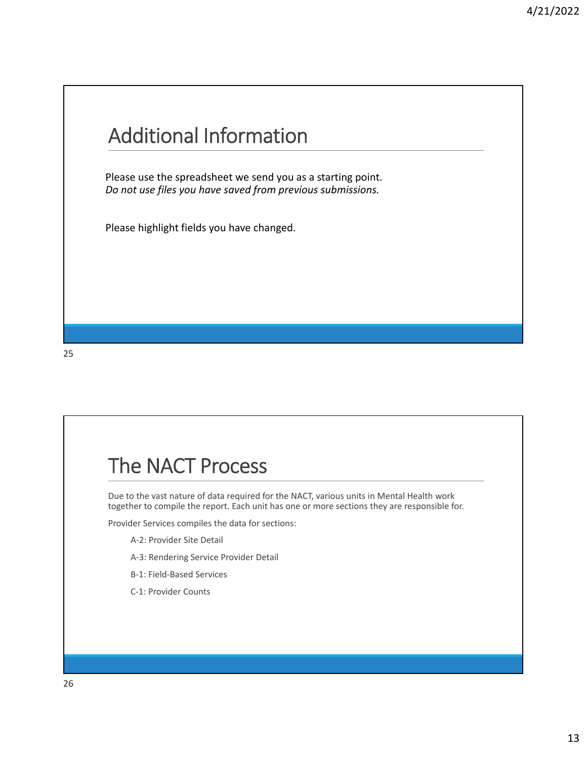## Additional Information

Please use the spreadsheet we send you as a starting point.
*Do not use files you have saved from previous submissions.*

Please highlight fields you have changed.

## The NACT Process

Due to the vast nature of data required for the NACT, various units in Mental Health work together to compile the report. Each unit has one or more sections they are responsible for.

Provider Services compiles the data for sections:

- A-2: Provider Site Detail
- A-3: Rendering Service Provider Detail
- B-1: Field-Based Services
- C-1: Provider Counts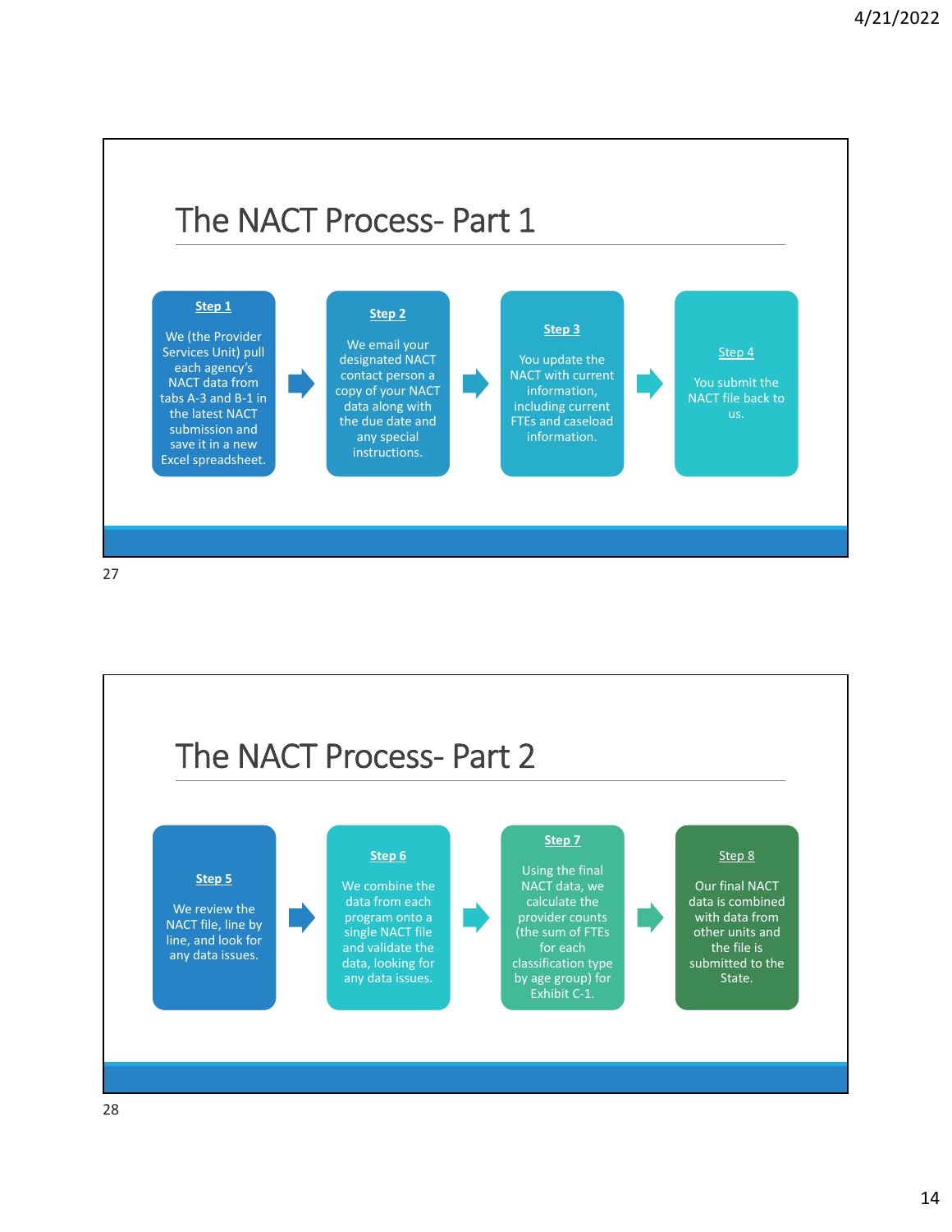# The NACT Process- Part 1

**Step 1**

We (the Provider Services Unit) pull each agency's NACT data from tabs A-3 and B-1 in the latest NACT submission and save it in a new Excel spreadsheet.

**Step 2**

We email your designated NACT contact person a copy of your NACT data along with the due date and any special instructions.

**Step 3**

You update the NACT with current information, including current FTEs and caseload information.

**Step 4**

You submit the NACT file back to us.

# The NACT Process- Part 2

**Step 5**

We review the NACT file, line by line, and look for any data issues.

**Step 6**

We combine the data from each program onto a single NACT file and validate the data, looking for any data issues.

**Step 7**

Using the final NACT data, we calculate the provider counts (the sum of FTEs for each classification type by age group) for Exhibit C-1.

**Step 8**

Our final NACT data is combined with data from other units and the file is submitted to the State.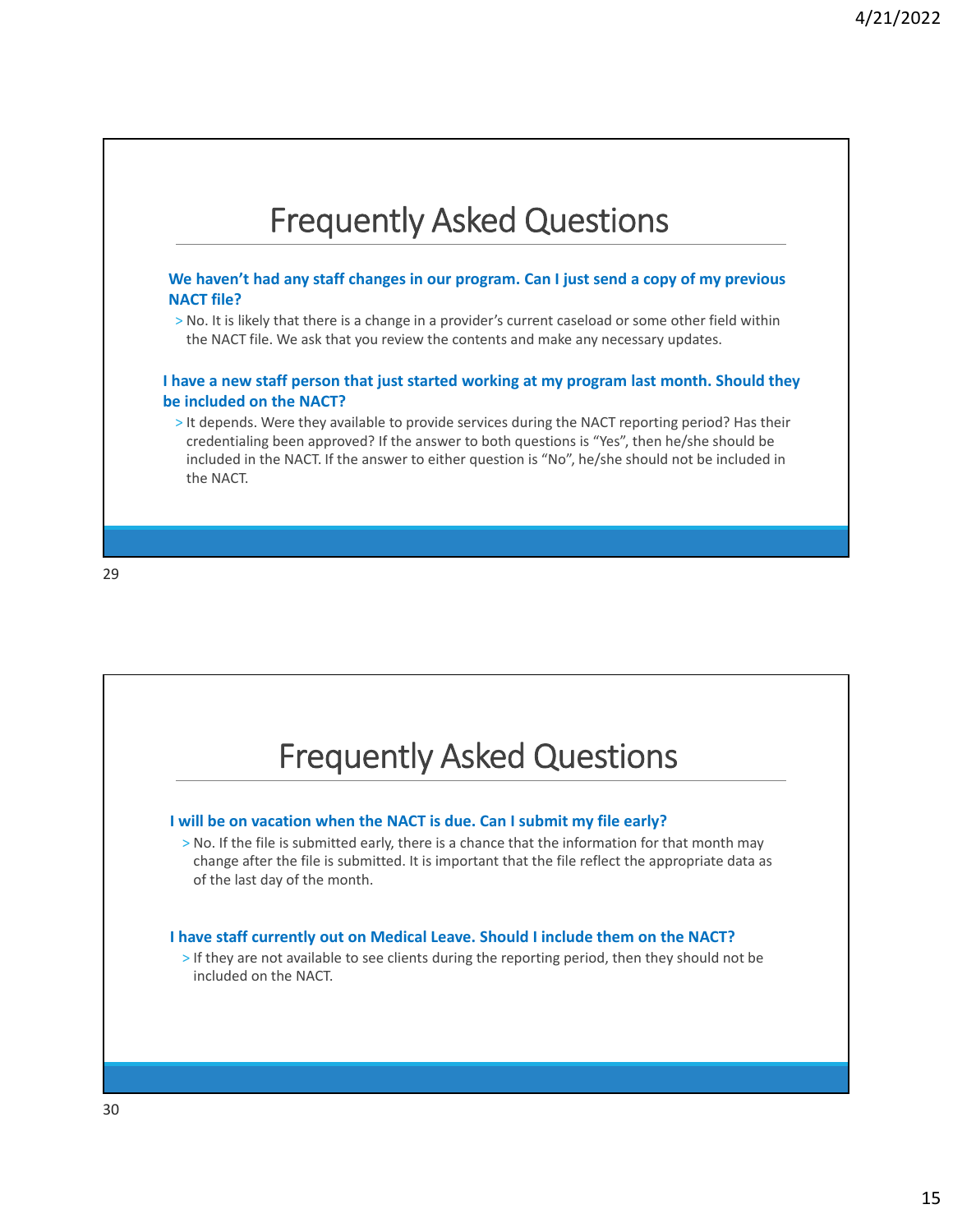## Frequently Asked Questions

**We haven't had any staff changes in our program. Can I just send a copy of my previous NACT file?**

- No. It is likely that there is a change in a provider's current caseload or some other field within the NACT file. We ask that you review the contents and make any necessary updates.

**I have a new staff person that just started working at my program last month. Should they be included on the NACT?**

- It depends. Were they available to provide services during the NACT reporting period? Has their credentialing been approved? If the answer to both questions is "Yes", then he/she should be included in the NACT. If the answer to either question is "No", he/she should not be included in the NACT.

## Frequently Asked Questions

**I will be on vacation when the NACT is due. Can I submit my file early?**

- No. If the file is submitted early, there is a chance that the information for that month may change after the file is submitted. It is important that the file reflect the appropriate data as of the last day of the month.

**I have staff currently out on Medical Leave. Should I include them on the NACT?**

- If they are not available to see clients during the reporting period, then they should not be included on the NACT.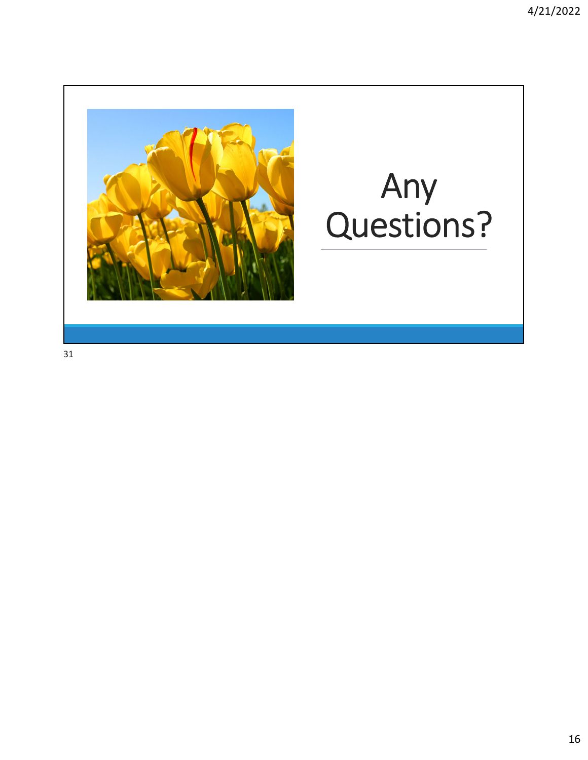# Any Questions?